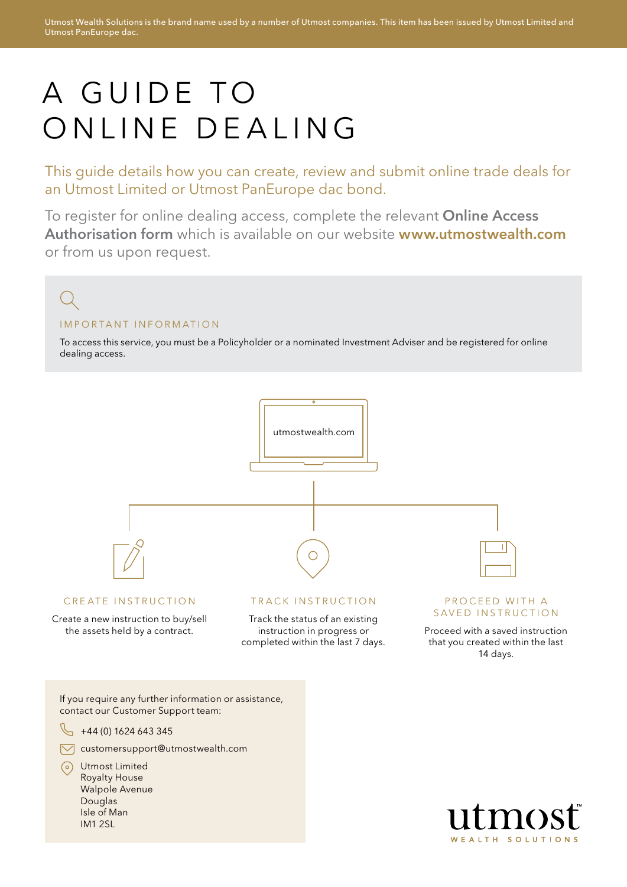Utmost Wealth Solutions is the brand name used by a number of Utmost companies. This item has been issued by Utmost Limited and Utmost PanEurope dac.

# A GUIDE TO ONLINE DEALING

This guide details how you can create, review and submit online trade deals for an Utmost Limited or Utmost PanEurope dac bond.

To register for online dealing access, complete the relevant **Online Access Authorisation form** which is available on our website **www.utmostwealth.com** or from us upon request.

## IMPORTANT INFORMATION

To access this service, you must be a Policyholder or a nominated Investment Adviser and be registered for online dealing access.

utmostwealth.com

### CREATE INSTRUCTION

Create a new instruction to buy/sell the assets held by a contract.

### TRACK INSTRUCTION

Track the status of an existing instruction in progress or completed within the last 7 days.

### PROCEED WITH A SAVED INSTRUCTION

Proceed with a saved instruction that you created within the last 14 days.

If you require any further information or assistance, contact our Customer Support team:

+44 (0) 1624 643 345

customersupport@utmostwealth.com

Utmost Limited
Royalty House
Walpole Avenue
Douglas
Isle of Man
IM1 2SL

utmost™
WEALTH SOLUTIONS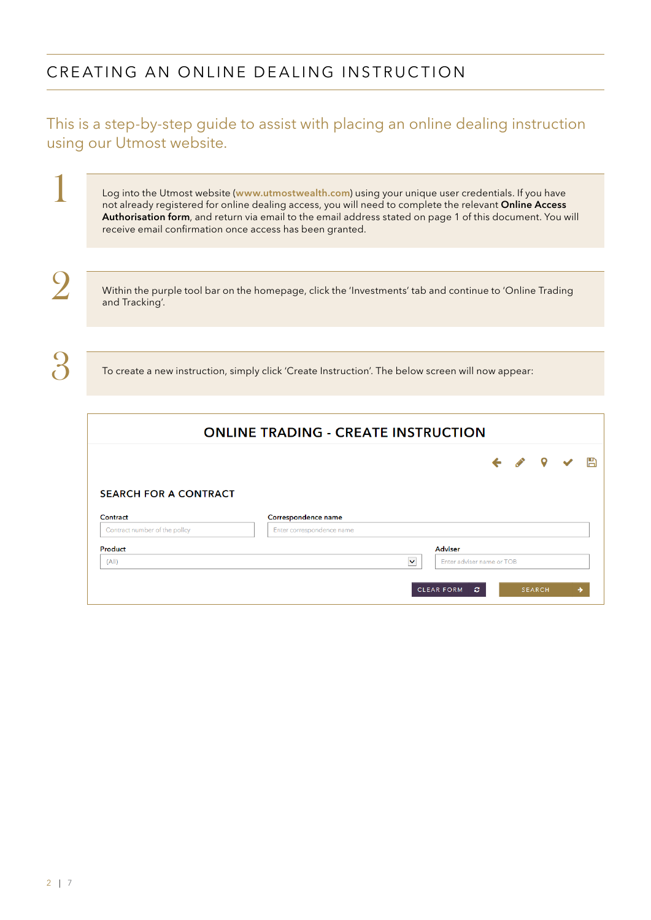# CREATING AN ONLINE DEALING INSTRUCTION

This is a step-by-step guide to assist with placing an online dealing instruction using our Utmost website.

**1**

Log into the Utmost website (www.utmostwealth.com) using your unique user credentials. If you have not already registered for online dealing access, you will need to complete the relevant **Online Access Authorisation form**, and return via email to the email address stated on page 1 of this document. You will receive email confirmation once access has been granted.

**2**

Within the purple tool bar on the homepage, click the 'Investments' tab and continue to 'Online Trading and Tracking'.

**3**

To create a new instruction, simply click 'Create Instruction'. The below screen will now appear:

## ONLINE TRADING - CREATE INSTRUCTION

### SEARCH FOR A CONTRACT

Contract: Contract number of the policy

Correspondence name: Enter correspondence name

Product: (All)

Adviser: Enter adviser name or TOB

CLEAR FORM | SEARCH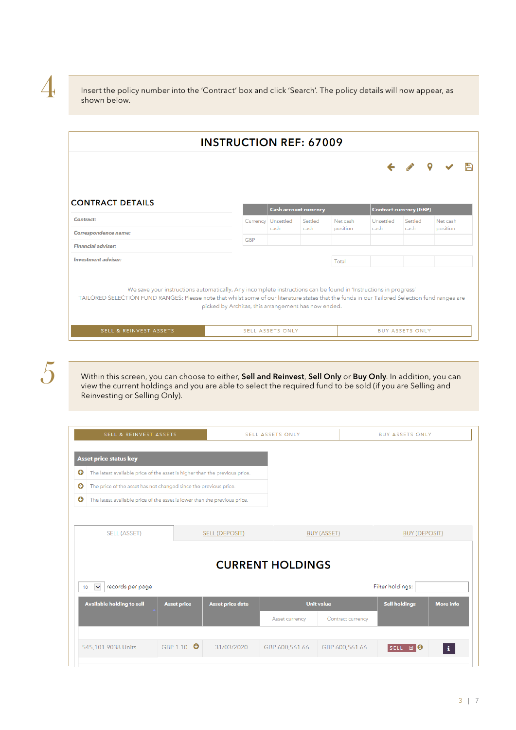**4**

Insert the policy number into the 'Contract' box and click 'Search'. The policy details will now appear, as shown below.

## INSTRUCTION REF: 67009

### CONTRACT DETAILS

*Contract:*

*Correspondence name:*

*Financial adviser:*

*Investment adviser:*

| Cash account currency | | | | Contract currency (GBP) | | |
|---|---|---|---|---|---|---|
| Currency | Unsettled cash | Settled cash | Net cash position | Unsettled cash | Settled cash | Net cash position |
| GBP | | | | | | |
| | | | Total | | | |

We save your instructions automatically. Any incomplete instructions can be found in 'Instructions in progress'
TAILORED SELECTION FUND RANGES: Please note that whilst some of our literature states that the funds in our Tailored Selection fund ranges are picked by Architas, this arrangement has now ended.

SELL & REINVEST ASSETS | SELL ASSETS ONLY | BUY ASSETS ONLY

**5**

Within this screen, you can choose to either, **Sell and Reinvest**, **Sell Only** or **Buy Only**. In addition, you can view the current holdings and you are able to select the required fund to be sold (if you are Selling and Reinvesting or Selling Only).

SELL & REINVEST ASSETS | SELL ASSETS ONLY | BUY ASSETS ONLY

| Asset price status key |
|---|
| The latest available price of the asset is higher than the previous price. |
| The price of the asset has not changed since the previous price. |
| The latest available price of the asset is lower than the previous price. |

SELL (ASSET) | SELL (DEPOSIT) | BUY (ASSET) | BUY (DEPOSIT)

## CURRENT HOLDINGS

10 records per page

Filter holdings:

| Available holding to sell | Asset price | Asset price date | Unit value | | Sell holdings | More info |
|---|---|---|---|---|---|---|
| | | | Asset currency | Contract currency | | |
| 545,101.9038 Units | GBP 1.10 | 31/03/2020 | GBP 600,561.66 | GBP 600,561.66 | SELL | i |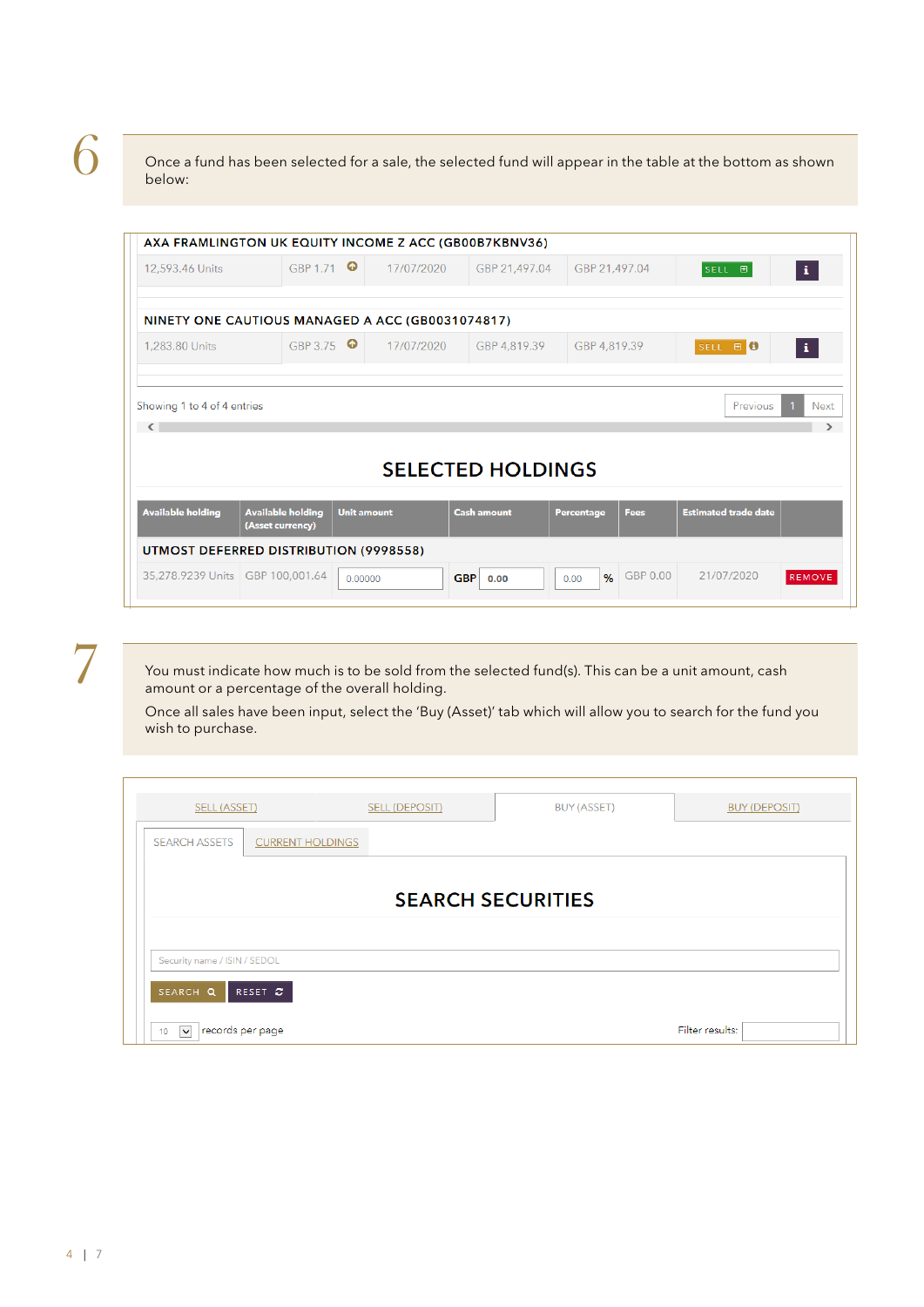## 6

Once a fund has been selected for a sale, the selected fund will appear in the table at the bottom as shown below:

**AXA FRAMLINGTON UK EQUITY INCOME Z ACC (GB00B7KBNV36)**

| | | | | | | |
|---|---|---|---|---|---|---|
| 12,593.46 Units | GBP 1.71 | 17/07/2020 | GBP 21,497.04 | GBP 21,497.04 | SELL | i |

**NINETY ONE CAUTIOUS MANAGED A ACC (GB0031074817)**

| | | | | | | |
|---|---|---|---|---|---|---|
| 1,283.80 Units | GBP 3.75 | 17/07/2020 | GBP 4,819.39 | GBP 4,819.39 | SELL | i |

Showing 1 to 4 of 4 entries

Previous 1 Next

### SELECTED HOLDINGS

| Available holding | Available holding (Asset currency) | Unit amount | Cash amount | Percentage | Fees | Estimated trade date | |
|---|---|---|---|---|---|---|---|
| **UTMOST DEFERRED DISTRIBUTION (9998558)** | | | | | | | |
| 35,278.9239 Units | GBP 100,001.64 | 0.00000 | GBP 0.00 | 0.00 % | GBP 0.00 | 21/07/2020 | REMOVE |

## 7

You must indicate how much is to be sold from the selected fund(s). This can be a unit amount, cash amount or a percentage of the overall holding.

Once all sales have been input, select the 'Buy (Asset)' tab which will allow you to search for the fund you wish to purchase.

SELL (ASSET) | SELL (DEPOSIT) | BUY (ASSET) | BUY (DEPOSIT)

SEARCH ASSETS | CURRENT HOLDINGS

### SEARCH SECURITIES

Security name / ISIN / SEDOL

SEARCH | RESET

10 records per page

Filter results: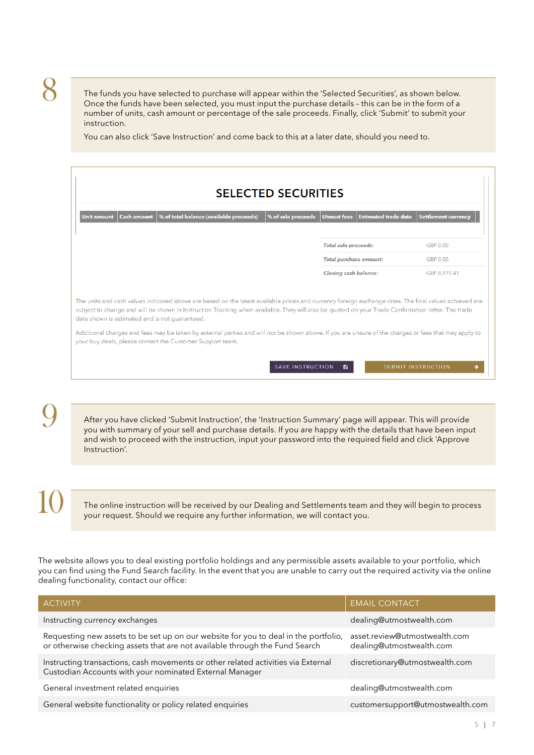8

The funds you have selected to purchase will appear within the 'Selected Securities', as shown below. Once the funds have been selected, you must input the purchase details – this can be in the form of a number of units, cash amount or percentage of the sale proceeds. Finally, click 'Submit' to submit your instruction.

You can also click 'Save Instruction' and come back to this at a later date, should you need to.

## SELECTED SECURITIES

| Unit amount | Cash amount | % of total balance (available proceeds) | % of sale proceeds | Utmost fees | Estimated trade date | Settlement currency |
|---|---|---|---|---|---|---|

| | |
|---|---|
| *Total sale proceeds:* | GBP 0.00 |
| *Total purchase amount:* | GBP 0.00 |
| *Closing cash balance:* | GBP 8,975.41 |

The units and cash values indicated above are based on the latest available prices and currency foreign exchange rates. The final values achieved are subject to change and will be shown in Instruction Tracking when available. They will also be quoted on your Trade Confirmation letter. The trade date shown is estimated and is not guaranteed.

Additional charges and fees may be taken by external parties and will not be shown above. If you are unsure of the charges or fees that may apply to your buy deals, please contact the Customer Support team.

SAVE INSTRUCTION | SUBMIT INSTRUCTION

9

After you have clicked 'Submit Instruction', the 'Instruction Summary' page will appear. This will provide you with summary of your sell and purchase details. If you are happy with the details that have been input and wish to proceed with the instruction, input your password into the required field and click 'Approve Instruction'.

10

The online instruction will be received by our Dealing and Settlements team and they will begin to process your request. Should we require any further information, we will contact you.

The website allows you to deal existing portfolio holdings and any permissible assets available to your portfolio, which you can find using the Fund Search facility. In the event that you are unable to carry out the required activity via the online dealing functionality, contact our office:

| ACTIVITY | EMAIL CONTACT |
|---|---|
| Instructing currency exchanges | dealing@utmostwealth.com |
| Requesting new assets to be set up on our website for you to deal in the portfolio, or otherwise checking assets that are not available through the Fund Search | asset.review@utmostwealth.com dealing@utmostwealth.com |
| Instructing transactions, cash movements or other related activities via External Custodian Accounts with your nominated External Manager | discretionary@utmostwealth.com |
| General investment related enquiries | dealing@utmostwealth.com |
| General website functionality or policy related enquiries | customersupport@utmostwealth.com |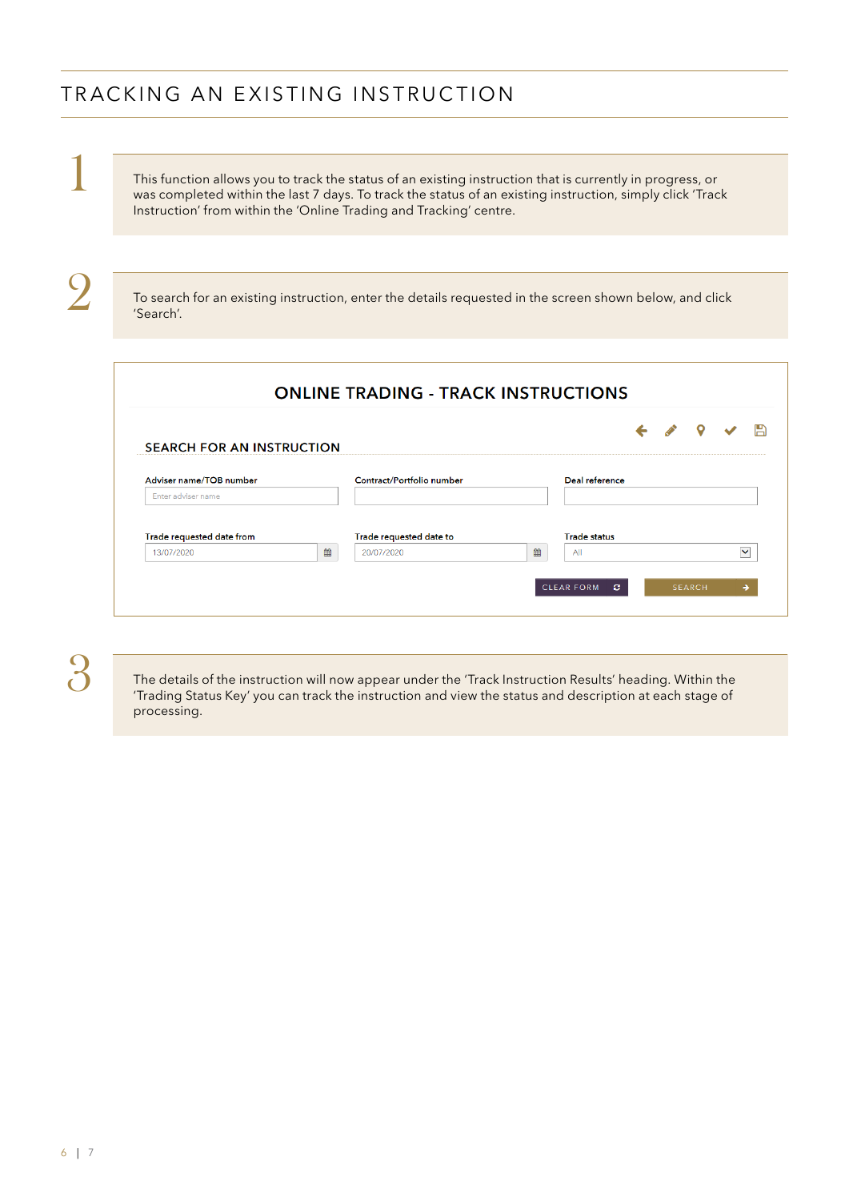# TRACKING AN EXISTING INSTRUCTION

1

This function allows you to track the status of an existing instruction that is currently in progress, or was completed within the last 7 days. To track the status of an existing instruction, simply click 'Track Instruction' from within the 'Online Trading and Tracking' centre.

2

To search for an existing instruction, enter the details requested in the screen shown below, and click 'Search'.

## ONLINE TRADING - TRACK INSTRUCTIONS

### SEARCH FOR AN INSTRUCTION

| Adviser name/TOB number | Contract/Portfolio number | Deal reference |
|---|---|---|
| Enter adviser name | | |

| Trade requested date from | Trade requested date to | Trade status |
|---|---|---|
| 13/07/2020 | 20/07/2020 | All |

CLEAR FORM SEARCH

3

The details of the instruction will now appear under the 'Track Instruction Results' heading. Within the 'Trading Status Key' you can track the instruction and view the status and description at each stage of processing.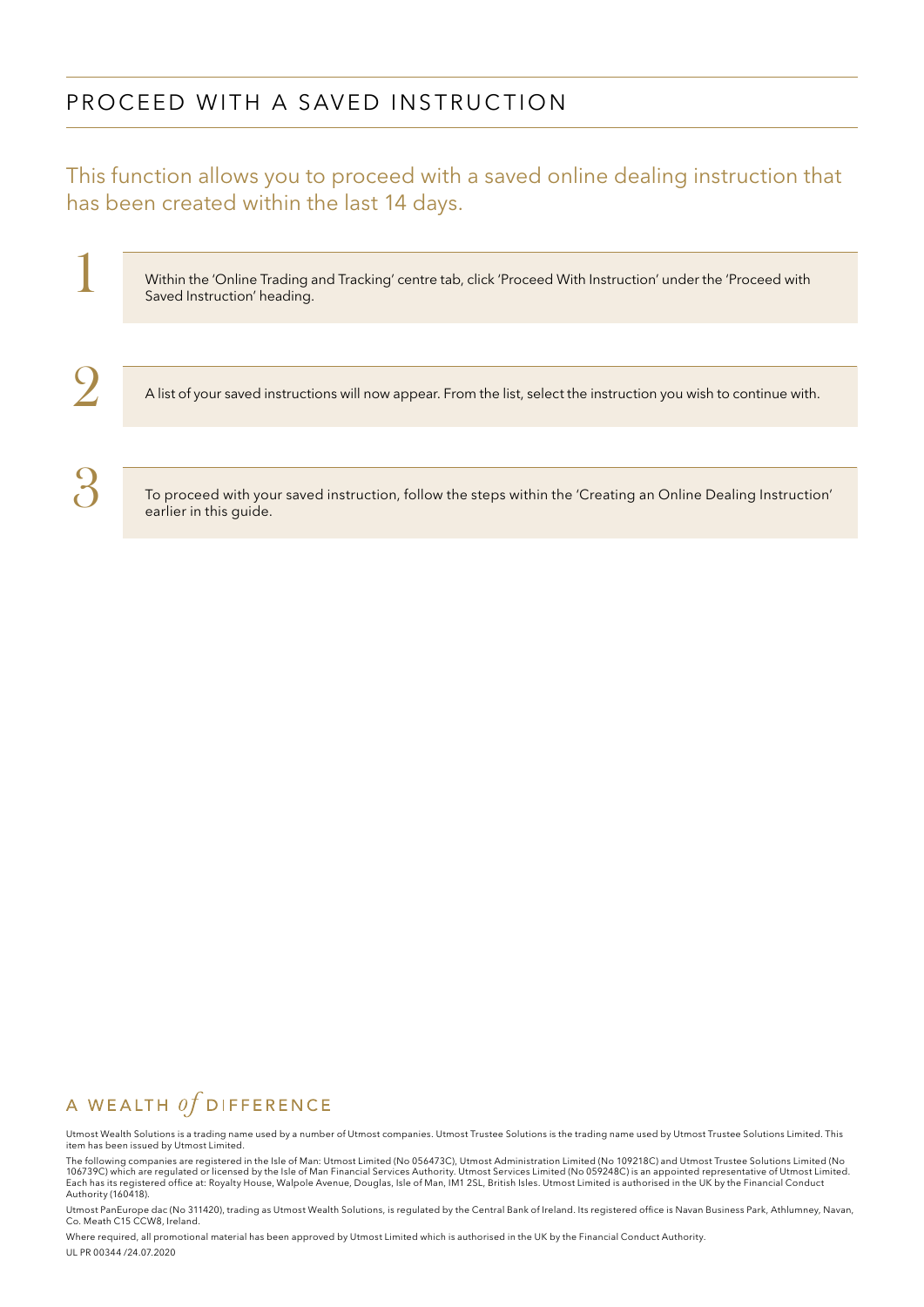## PROCEED WITH A SAVED INSTRUCTION

This function allows you to proceed with a saved online dealing instruction that has been created within the last 14 days.

1. Within the 'Online Trading and Tracking' centre tab, click 'Proceed With Instruction' under the 'Proceed with Saved Instruction' heading.

2. A list of your saved instructions will now appear. From the list, select the instruction you wish to continue with.

3. To proceed with your saved instruction, follow the steps within the 'Creating an Online Dealing Instruction' earlier in this guide.

A WEALTH *of* DIFFERENCE

Utmost Wealth Solutions is a trading name used by a number of Utmost companies. Utmost Trustee Solutions is the trading name used by Utmost Trustee Solutions Limited. This item has been issued by Utmost Limited.

The following companies are registered in the Isle of Man: Utmost Limited (No 056473C), Utmost Administration Limited (No 109218C) and Utmost Trustee Solutions Limited (No 106739C) which are regulated or licensed by the Isle of Man Financial Services Authority. Utmost Services Limited (No 059248C) is an appointed representative of Utmost Limited. Each has its registered office at: Royalty House, Walpole Avenue, Douglas, Isle of Man, IM1 2SL, British Isles. Utmost Limited is authorised in the UK by the Financial Conduct Authority (160418).

Utmost PanEurope dac (No 311420), trading as Utmost Wealth Solutions, is regulated by the Central Bank of Ireland. Its registered office is Navan Business Park, Athlumney, Navan, Co. Meath C15 CCW8, Ireland.

Where required, all promotional material has been approved by Utmost Limited which is authorised in the UK by the Financial Conduct Authority.

UL PR 00344 /24.07.2020